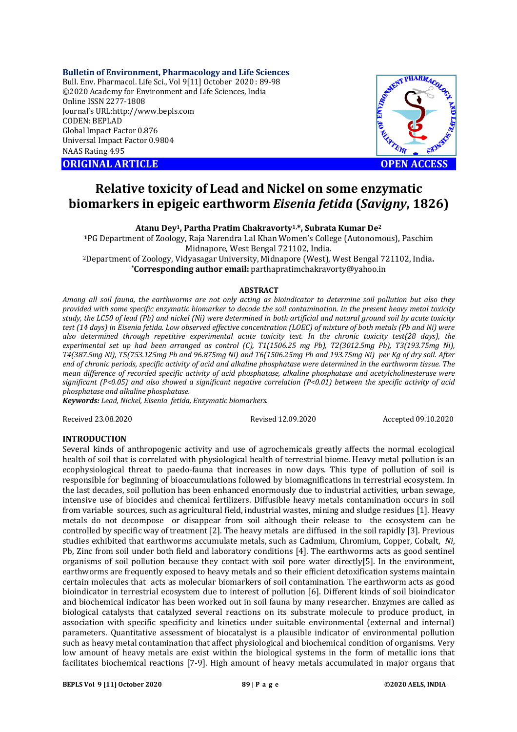**Bulletin of Environment, Pharmacology and Life Sciences**
Bull. Env. Pharmacol. Life Sci., Vol 9[11] October 2020 : 89-98
©2020 Academy for Environment and Life Sciences, India
Online ISSN 2277-1808
Journal's URL:http://www.bepls.com
CODEN: BEPLAD
Global Impact Factor 0.876
Universal Impact Factor 0.9804
NAAS Rating 4.95

**ORIGINAL ARTICLE** **OPEN ACCESS**

# Relative toxicity of Lead and Nickel on some enzymatic biomarkers in epigeic earthworm *Eisenia fetida* (*Savigny*, 1826)

**Atanu Dey[1], Partha Pratim Chakravorty[1,*], Subrata Kumar De[2]**

[1]PG Department of Zoology, Raja Narendra Lal Khan Women's College (Autonomous), Paschim Midnapore, West Bengal 721102, India.

[2]Department of Zoology, Vidyasagar University, Midnapore (West), West Bengal 721102, India.

[*]**Corresponding author email:** parthapratimchakravorty@yahoo.in

**ABSTRACT**

*Among all soil fauna, the earthworms are not only acting as bioindicator to determine soil pollution but also they provided with some specific enzymatic biomarker to decode the soil contamination. In the present heavy metal toxicity study, the LC50 of lead (Pb) and nickel (Ni) were determined in both artificial and natural ground soil by acute toxicity test (14 days) in Eisenia fetida. Low observed effective concentration (LOEC) of mixture of both metals (Pb and Ni) were also determined through repetitive experimental acute toxicity test. In the chronic toxicity test(28 days), the experimental set up had been arranged as control (C), T1(1506.25 mg Pb), T2(3012.5mg Pb), T3(193.75mg Ni), T4(387.5mg Ni), T5(753.125mg Pb and 96.875mg Ni) and T6(1506.25mg Pb and 193.75mg Ni) per Kg of dry soil. After end of chronic periods, specific activity of acid and alkaline phosphatase were determined in the earthworm tissue. The mean difference of recorded specific activity of acid phosphatase, alkaline phosphatase and acetylcholinesterase were significant (P<0.05) and also showed a significant negative correlation (P<0.01) between the specific activity of acid phosphatase and alkaline phosphatase.*

***Keywords:*** *Lead, Nickel, Eisenia fetida, Enzymatic biomarkers.*

Received 23.08.2020 Revised 12.09.2020 Accepted 09.10.2020

## INTRODUCTION

Several kinds of anthropogenic activity and use of agrochemicals greatly affects the normal ecological health of soil that is correlated with physiological health of terrestrial biome. Heavy metal pollution is an ecophysiological threat to paedo-fauna that increases in now days. This type of pollution of soil is responsible for beginning of bioaccumulations followed by biomagnifications in terrestrial ecosystem. In the last decades, soil pollution has been enhanced enormously due to industrial activities, urban sewage, intensive use of biocides and chemical fertilizers. Diffusible heavy metals contamination occurs in soil from variable sources, such as agricultural field, industrial wastes, mining and sludge residues [1]. Heavy metals do not decompose or disappear from soil although their release to the ecosystem can be controlled by specific way of treatment [2]. The heavy metals are diffused in the soil rapidly [3]. Previous studies exhibited that earthworms accumulate metals, such as Cadmium, Chromium, Copper, Cobalt, *Ni*, Pb, Zinc from soil under both field and laboratory conditions [4]. The earthworms acts as good sentinel organisms of soil pollution because they contact with soil pore water directly[5]. In the environment, earthworms are frequently exposed to heavy metals and so their efficient detoxification systems maintain certain molecules that acts as molecular biomarkers of soil contamination. The earthworm acts as good bioindicator in terrestrial ecosystem due to interest of pollution [6]. Different kinds of soil bioindicator and biochemical indicator has been worked out in soil fauna by many researcher. Enzymes are called as biological catalysts that catalyzed several reactions on its substrate molecule to produce product, in association with specific specificity and kinetics under suitable environmental (external and internal) parameters. Quantitative assessment of biocatalyst is a plausible indicator of environmental pollution such as heavy metal contamination that affect physiological and biochemical condition of organisms. Very low amount of heavy metals are exist within the biological systems in the form of metallic ions that facilitates biochemical reactions [7-9]. High amount of heavy metals accumulated in major organs that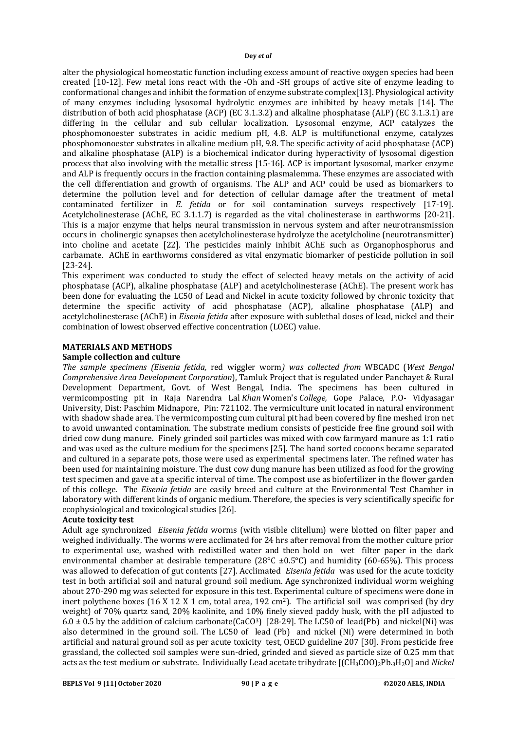alter the physiological homeostatic function including excess amount of reactive oxygen species had been created [10-12]. Few metal ions react with the -Oh and -SH groups of active site of enzyme leading to conformational changes and inhibit the formation of enzyme substrate complex[13]. Physiological activity of many enzymes including lysosomal hydrolytic enzymes are inhibited by heavy metals [14]. The distribution of both acid phosphatase (ACP) (EC 3.1.3.2) and alkaline phosphatase (ALP) (EC 3.1.3.1) are differing in the cellular and sub cellular localization. Lysosomal enzyme, ACP catalyzes the phosphomonoester substrates in acidic medium pH, 4.8. ALP is multifunctional enzyme, catalyzes phosphomonoester substrates in alkaline medium pH, 9.8. The specific activity of acid phosphatase (ACP) and alkaline phosphatase (ALP) is a biochemical indicator during hyperactivity of lysosomal digestion process that also involving with the metallic stress [15-16]. ACP is important lysosomal, marker enzyme and ALP is frequently occurs in the fraction containing plasmalemma. These enzymes are associated with the cell differentiation and growth of organisms. The ALP and ACP could be used as biomarkers to determine the pollution level and for detection of cellular damage after the treatment of metal contaminated fertilizer in *E. fetida* or for soil contamination surveys respectively [17-19]. Acetylcholinesterase (AChE, EC 3.1.1.7) is regarded as the vital cholinesterase in earthworms [20-21]. This is a major enzyme that helps neural transmission in nervous system and after neurotransmission occurs in cholinergic synapses then acetylcholinesterase hydrolyze the acetylcholine (neurotransmitter) into choline and acetate [22]. The pesticides mainly inhibit AChE such as Organophosphorus and carbamate. AChE in earthworms considered as vital enzymatic biomarker of pesticide pollution in soil [23-24].

This experiment was conducted to study the effect of selected heavy metals on the activity of acid phosphatase (ACP), alkaline phosphatase (ALP) and acetylcholinesterase (AChE). The present work has been done for evaluating the LC50 of Lead and Nickel in acute toxicity followed by chronic toxicity that determine the specific activity of acid phosphatase (ACP), alkaline phosphatase (ALP) and acetylcholinesterase (AChE) in *Eisenia fetida* after exposure with sublethal doses of lead, nickel and their combination of lowest observed effective concentration (LOEC) value.

## MATERIALS AND METHODS

### Sample collection and culture

*The sample specimens (Eisenia fetida,* red wiggler worm*) was collected from* WBCADC (*West Bengal Comprehensive Area Development Corporation*), Tamluk Project that is regulated under Panchayet & Rural Development Department, Govt. of West Bengal, India. The specimens has been cultured in vermicomposting pit in Raja Narendra Lal *Khan* Women's *College,* Gope Palace, P.O- Vidyasagar University, Dist: Paschim Midnapore, Pin: 721102. The vermiculture unit located in natural environment with shadow shade area. The vermicomposting cum cultural pit had been covered by fine meshed iron net to avoid unwanted contamination. The substrate medium consists of pesticide free fine ground soil with dried cow dung manure. Finely grinded soil particles was mixed with cow farmyard manure as 1:1 ratio and was used as the culture medium for the specimens [25]. The hand sorted cocoons became separated and cultured in a separate pots, those were used as experimental specimens later. The refined water has been used for maintaining moisture. The dust cow dung manure has been utilized as food for the growing test specimen and gave at a specific interval of time. The compost use as biofertilizer in the flower garden of this college. The *Eisenia fetida* are easily breed and culture at the Environmental Test Chamber in laboratory with different kinds of organic medium. Therefore, the species is very scientifically specific for ecophysiological and toxicological studies [26].

### Acute toxicity test

Adult age synchronized *Eisenia fetida* worms (with visible clitellum) were blotted on filter paper and weighed individually. The worms were acclimated for 24 hrs after removal from the mother culture prior to experimental use, washed with redistilled water and then hold on wet filter paper in the dark environmental chamber at desirable temperature (28°C ±0.5°C) and humidity (60-65%). This process was allowed to defecation of gut contents [27]. Acclimated *Eisenia fetida* was used for the acute toxicity test in both artificial soil and natural ground soil medium. Age synchronized individual worm weighing about 270-290 mg was selected for exposure in this test. Experimental culture of specimens were done in inert polythene boxes (16 X 12 X 1 cm, total area, 192 cm$^2$). The artificial soil was comprised (by dry weight) of 70% quartz sand, 20% kaolinite, and 10% finely sieved paddy husk, with the pH adjusted to 6.0 ± 0.5 by the addition of calcium carbonate($CaCO_3$) [28-29]. The LC50 of lead(Pb) and nickel(Ni) was also determined in the ground soil. The LC50 of lead (Pb) and nickel (Ni) were determined in both artificial and natural ground soil as per acute toxicity test, OECD guideline 207 [30]. From pesticide free grassland, the collected soil samples were sun-dried, grinded and sieved as particle size of 0.25 mm that acts as the test medium or substrate. Individually Lead acetate trihydrate [$(CH_3COO)_2Pb.{}_3H_2O$] and *Nickel*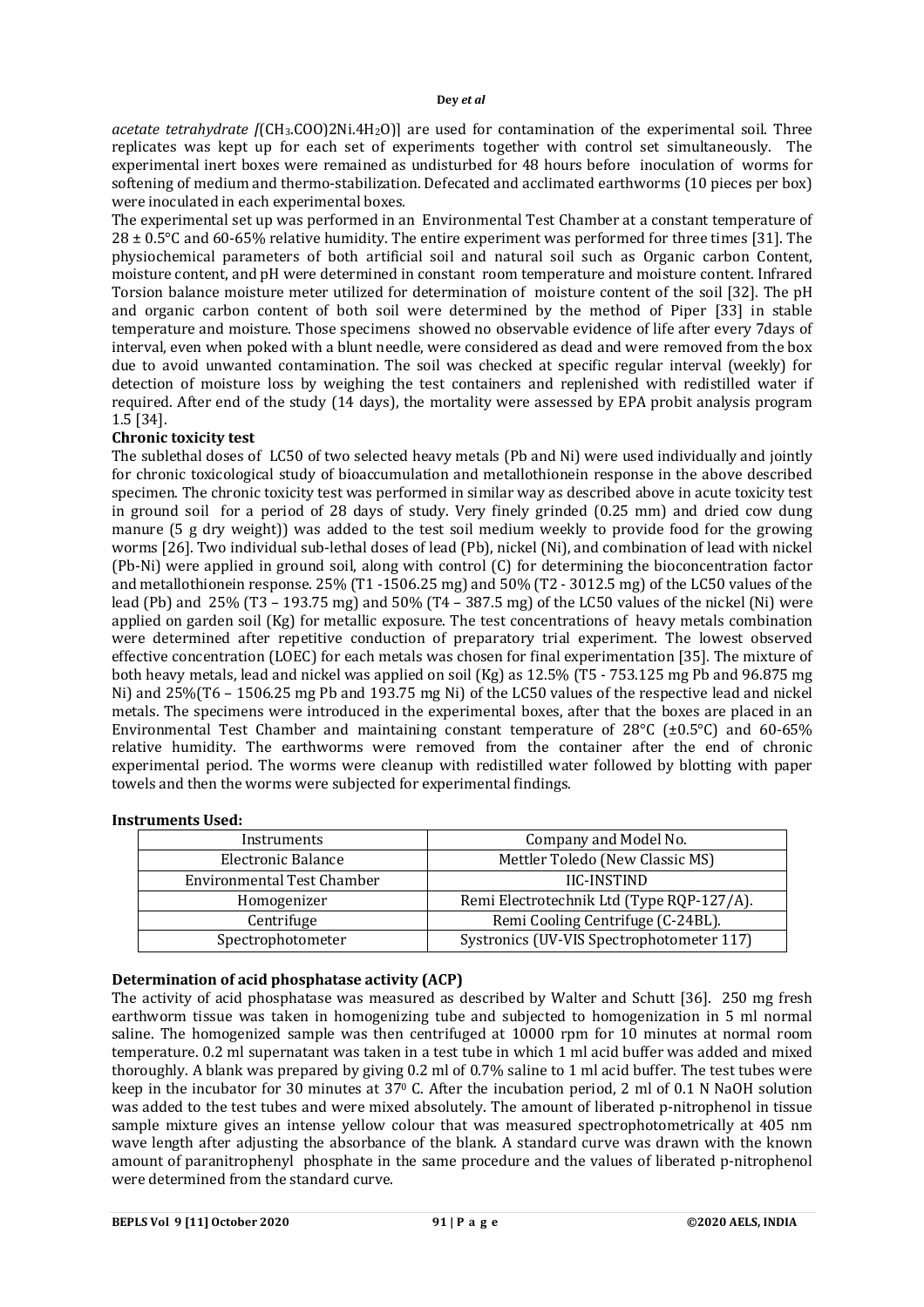*acetate tetrahydrate [*$(CH_3.COO)2Ni.4H_2O$)] are used for contamination of the experimental soil. Three replicates was kept up for each set of experiments together with control set simultaneously. The experimental inert boxes were remained as undisturbed for 48 hours before inoculation of worms for softening of medium and thermo-stabilization. Defecated and acclimated earthworms (10 pieces per box) were inoculated in each experimental boxes.

The experimental set up was performed in an Environmental Test Chamber at a constant temperature of 28 ± 0.5°C and 60-65% relative humidity. The entire experiment was performed for three times [31]. The physiochemical parameters of both artificial soil and natural soil such as Organic carbon Content, moisture content, and pH were determined in constant room temperature and moisture content. Infrared Torsion balance moisture meter utilized for determination of moisture content of the soil [32]. The pH and organic carbon content of both soil were determined by the method of Piper [33] in stable temperature and moisture. Those specimens showed no observable evidence of life after every 7days of interval, even when poked with a blunt needle, were considered as dead and were removed from the box due to avoid unwanted contamination. The soil was checked at specific regular interval (weekly) for detection of moisture loss by weighing the test containers and replenished with redistilled water if required. After end of the study (14 days), the mortality were assessed by EPA probit analysis program 1.5 [34].

**Chronic toxicity test**

The sublethal doses of LC50 of two selected heavy metals (Pb and Ni) were used individually and jointly for chronic toxicological study of bioaccumulation and metallothionein response in the above described specimen. The chronic toxicity test was performed in similar way as described above in acute toxicity test in ground soil for a period of 28 days of study. Very finely grinded (0.25 mm) and dried cow dung manure (5 g dry weight)) was added to the test soil medium weekly to provide food for the growing worms [26]. Two individual sub-lethal doses of lead (Pb), nickel (Ni), and combination of lead with nickel (Pb-Ni) were applied in ground soil, along with control (C) for determining the bioconcentration factor and metallothionein response. 25% (T1 -1506.25 mg) and 50% (T2 - 3012.5 mg) of the LC50 values of the lead (Pb) and 25% (T3 – 193.75 mg) and 50% (T4 – 387.5 mg) of the LC50 values of the nickel (Ni) were applied on garden soil (Kg) for metallic exposure. The test concentrations of heavy metals combination were determined after repetitive conduction of preparatory trial experiment. The lowest observed effective concentration (LOEC) for each metals was chosen for final experimentation [35]. The mixture of both heavy metals, lead and nickel was applied on soil (Kg) as 12.5% (T5 - 753.125 mg Pb and 96.875 mg Ni) and 25%(T6 – 1506.25 mg Pb and 193.75 mg Ni) of the LC50 values of the respective lead and nickel metals. The specimens were introduced in the experimental boxes, after that the boxes are placed in an Environmental Test Chamber and maintaining constant temperature of 28°C (±0.5°C) and 60-65% relative humidity. The earthworms were removed from the container after the end of chronic experimental period. The worms were cleanup with redistilled water followed by blotting with paper towels and then the worms were subjected for experimental findings.

**Instruments Used:**

| Instruments | Company and Model No. |
|---|---|
| Electronic Balance | Mettler Toledo (New Classic MS) |
| Environmental Test Chamber | IIC-INSTIND |
| Homogenizer | Remi Electrotechnik Ltd (Type RQP-127/A). |
| Centrifuge | Remi Cooling Centrifuge (C-24BL). |
| Spectrophotometer | Systronics (UV-VIS Spectrophotometer 117) |

**Determination of acid phosphatase activity (ACP)**

The activity of acid phosphatase was measured as described by Walter and Schutt [36]. 250 mg fresh earthworm tissue was taken in homogenizing tube and subjected to homogenization in 5 ml normal saline. The homogenized sample was then centrifuged at 10000 rpm for 10 minutes at normal room temperature. 0.2 ml supernatant was taken in a test tube in which 1 ml acid buffer was added and mixed thoroughly. A blank was prepared by giving 0.2 ml of 0.7% saline to 1 ml acid buffer. The test tubes were keep in the incubator for 30 minutes at $37^0$ C. After the incubation period, 2 ml of 0.1 N NaOH solution was added to the test tubes and were mixed absolutely. The amount of liberated p-nitrophenol in tissue sample mixture gives an intense yellow colour that was measured spectrophotometrically at 405 nm wave length after adjusting the absorbance of the blank. A standard curve was drawn with the known amount of paranitrophenyl phosphate in the same procedure and the values of liberated p-nitrophenol were determined from the standard curve.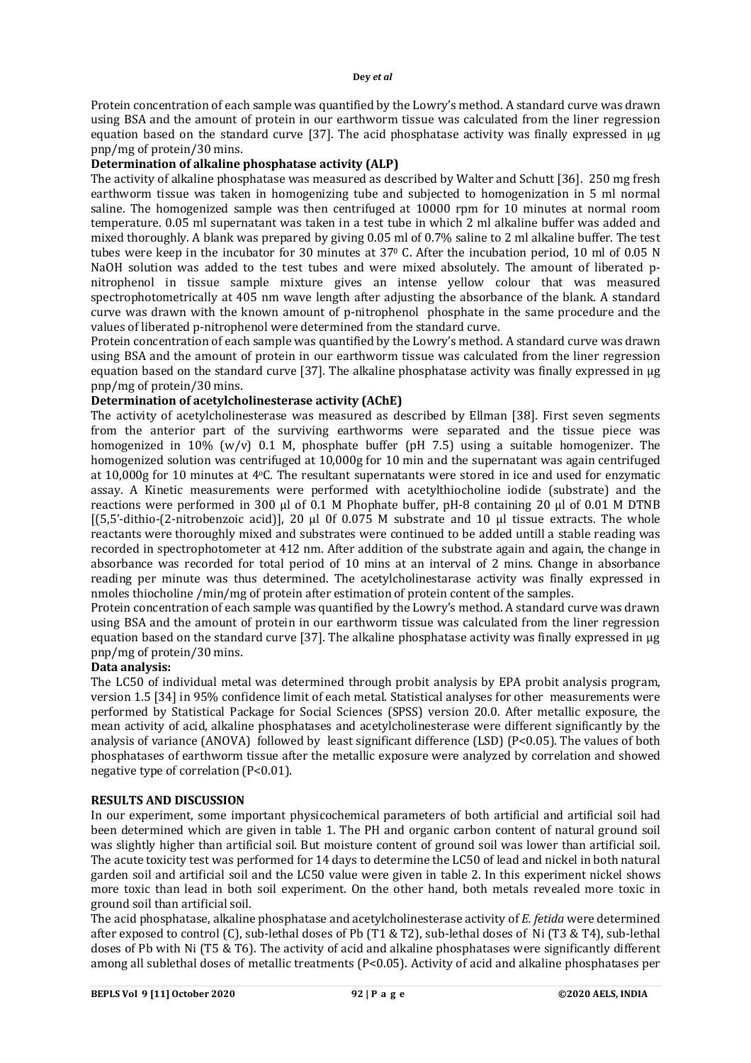Protein concentration of each sample was quantified by the Lowry's method. A standard curve was drawn using BSA and the amount of protein in our earthworm tissue was calculated from the liner regression equation based on the standard curve [37]. The acid phosphatase activity was finally expressed in µg pnp/mg of protein/30 mins.

**Determination of alkaline phosphatase activity (ALP)**

The activity of alkaline phosphatase was measured as described by Walter and Schutt [36]. 250 mg fresh earthworm tissue was taken in homogenizing tube and subjected to homogenization in 5 ml normal saline. The homogenized sample was then centrifuged at 10000 rpm for 10 minutes at normal room temperature. 0.05 ml supernatant was taken in a test tube in which 2 ml alkaline buffer was added and mixed thoroughly. A blank was prepared by giving 0.05 ml of 0.7% saline to 2 ml alkaline buffer. The test tubes were keep in the incubator for 30 minutes at $37^0$ C. After the incubation period, 10 ml of 0.05 N NaOH solution was added to the test tubes and were mixed absolutely. The amount of liberated p-nitrophenol in tissue sample mixture gives an intense yellow colour that was measured spectrophotometrically at 405 nm wave length after adjusting the absorbance of the blank. A standard curve was drawn with the known amount of p-nitrophenol phosphate in the same procedure and the values of liberated p-nitrophenol were determined from the standard curve.

Protein concentration of each sample was quantified by the Lowry's method. A standard curve was drawn using BSA and the amount of protein in our earthworm tissue was calculated from the liner regression equation based on the standard curve [37]. The alkaline phosphatase activity was finally expressed in µg pnp/mg of protein/30 mins.

**Determination of acetylcholinesterase activity (AChE)**

The activity of acetylcholinesterase was measured as described by Ellman [38]. First seven segments from the anterior part of the surviving earthworms were separated and the tissue piece was homogenized in 10% (w/v) 0.1 M, phosphate buffer (pH 7.5) using a suitable homogenizer. The homogenized solution was centrifuged at 10,000g for 10 min and the supernatant was again centrifuged at 10,000g for 10 minutes at $4^o$C. The resultant supernatants were stored in ice and used for enzymatic assay. A Kinetic measurements were performed with acetylthiocholine iodide (substrate) and the reactions were performed in 300 µl of 0.1 M Phophate buffer, pH-8 containing 20 µl of 0.01 M DTNB [(5,5'-dithio-(2-nitrobenzoic acid)], 20 µl 0f 0.075 M substrate and 10 µl tissue extracts. The whole reactants were thoroughly mixed and substrates were continued to be added untill a stable reading was recorded in spectrophotometer at 412 nm. After addition of the substrate again and again, the change in absorbance was recorded for total period of 10 mins at an interval of 2 mins. Change in absorbance reading per minute was thus determined. The acetylcholinestarase activity was finally expressed in nmoles thiocholine /min/mg of protein after estimation of protein content of the samples.

Protein concentration of each sample was quantified by the Lowry's method. A standard curve was drawn using BSA and the amount of protein in our earthworm tissue was calculated from the liner regression equation based on the standard curve [37]. The alkaline phosphatase activity was finally expressed in µg pnp/mg of protein/30 mins.

**Data analysis:**

The LC50 of individual metal was determined through probit analysis by EPA probit analysis program, version 1.5 [34] in 95% confidence limit of each metal. Statistical analyses for other measurements were performed by Statistical Package for Social Sciences (SPSS) version 20.0. After metallic exposure, the mean activity of acid, alkaline phosphatases and acetylcholinesterase were different significantly by the analysis of variance (ANOVA) followed by least significant difference (LSD) ($P<0.05$). The values of both phosphatases of earthworm tissue after the metallic exposure were analyzed by correlation and showed negative type of correlation ($P<0.01$).

## RESULTS AND DISCUSSION

In our experiment, some important physicochemical parameters of both artificial and artificial soil had been determined which are given in table 1. The PH and organic carbon content of natural ground soil was slightly higher than artificial soil. But moisture content of ground soil was lower than artificial soil. The acute toxicity test was performed for 14 days to determine the LC50 of lead and nickel in both natural garden soil and artificial soil and the LC50 value were given in table 2. In this experiment nickel shows more toxic than lead in both soil experiment. On the other hand, both metals revealed more toxic in ground soil than artificial soil.

The acid phosphatase, alkaline phosphatase and acetylcholinesterase activity of *E. fetida* were determined after exposed to control (C), sub-lethal doses of Pb (T1 & T2), sub-lethal doses of Ni (T3 & T4), sub-lethal doses of Pb with Ni (T5 & T6). The activity of acid and alkaline phosphatases were significantly different among all sublethal doses of metallic treatments ($P<0.05$). Activity of acid and alkaline phosphatases per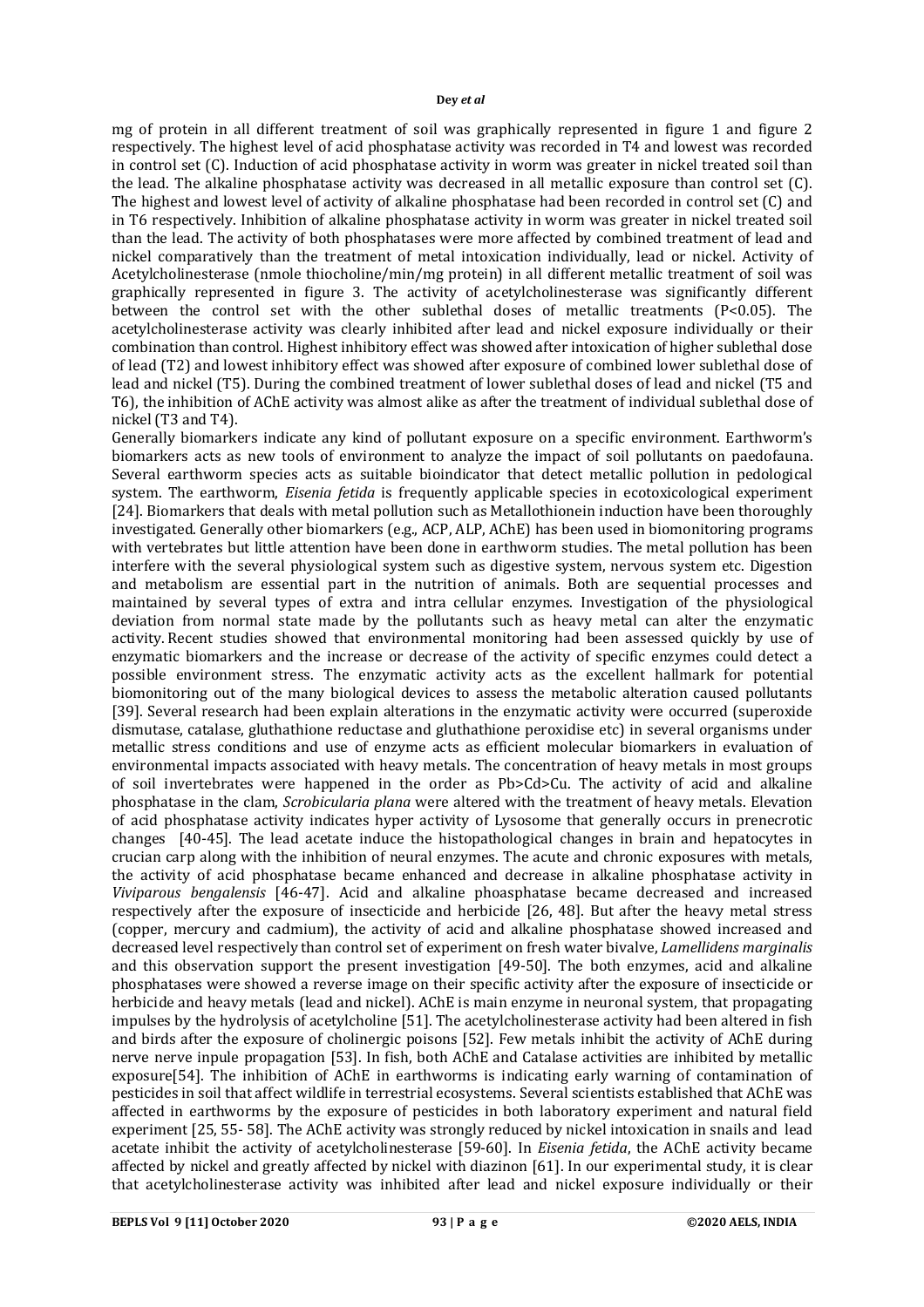mg of protein in all different treatment of soil was graphically represented in figure 1 and figure 2 respectively. The highest level of acid phosphatase activity was recorded in T4 and lowest was recorded in control set (C). Induction of acid phosphatase activity in worm was greater in nickel treated soil than the lead. The alkaline phosphatase activity was decreased in all metallic exposure than control set (C). The highest and lowest level of activity of alkaline phosphatase had been recorded in control set (C) and in T6 respectively. Inhibition of alkaline phosphatase activity in worm was greater in nickel treated soil than the lead. The activity of both phosphatases were more affected by combined treatment of lead and nickel comparatively than the treatment of metal intoxication individually, lead or nickel. Activity of Acetylcholinesterase (nmole thiocholine/min/mg protein) in all different metallic treatment of soil was graphically represented in figure 3. The activity of acetylcholinesterase was significantly different between the control set with the other sublethal doses of metallic treatments ($P<0.05$). The acetylcholinesterase activity was clearly inhibited after lead and nickel exposure individually or their combination than control. Highest inhibitory effect was showed after intoxication of higher sublethal dose of lead (T2) and lowest inhibitory effect was showed after exposure of combined lower sublethal dose of lead and nickel (T5). During the combined treatment of lower sublethal doses of lead and nickel (T5 and T6), the inhibition of AChE activity was almost alike as after the treatment of individual sublethal dose of nickel (T3 and T4).

Generally biomarkers indicate any kind of pollutant exposure on a specific environment. Earthworm's biomarkers acts as new tools of environment to analyze the impact of soil pollutants on paedofauna. Several earthworm species acts as suitable bioindicator that detect metallic pollution in pedological system. The earthworm, *Eisenia fetida* is frequently applicable species in ecotoxicological experiment [24]. Biomarkers that deals with metal pollution such as Metallothionein induction have been thoroughly investigated. Generally other biomarkers (e.g., ACP, ALP, AChE) has been used in biomonitoring programs with vertebrates but little attention have been done in earthworm studies. The metal pollution has been interfere with the several physiological system such as digestive system, nervous system etc. Digestion and metabolism are essential part in the nutrition of animals. Both are sequential processes and maintained by several types of extra and intra cellular enzymes. Investigation of the physiological deviation from normal state made by the pollutants such as heavy metal can alter the enzymatic activity. Recent studies showed that environmental monitoring had been assessed quickly by use of enzymatic biomarkers and the increase or decrease of the activity of specific enzymes could detect a possible environment stress. The enzymatic activity acts as the excellent hallmark for potential biomonitoring out of the many biological devices to assess the metabolic alteration caused pollutants [39]. Several research had been explain alterations in the enzymatic activity were occurred (superoxide dismutase, catalase, gluthathione reductase and gluthathione peroxidise etc) in several organisms under metallic stress conditions and use of enzyme acts as efficient molecular biomarkers in evaluation of environmental impacts associated with heavy metals. The concentration of heavy metals in most groups of soil invertebrates were happened in the order as Pb>Cd>Cu. The activity of acid and alkaline phosphatase in the clam, *Scrobicularia plana* were altered with the treatment of heavy metals. Elevation of acid phosphatase activity indicates hyper activity of Lysosome that generally occurs in prenecrotic changes [40-45]. The lead acetate induce the histopathological changes in brain and hepatocytes in crucian carp along with the inhibition of neural enzymes. The acute and chronic exposures with metals, the activity of acid phosphatase became enhanced and decrease in alkaline phosphatase activity in *Viviparous bengalensis* [46-47]. Acid and alkaline phoasphatase became decreased and increased respectively after the exposure of insecticide and herbicide [26, 48]. But after the heavy metal stress (copper, mercury and cadmium), the activity of acid and alkaline phosphatase showed increased and decreased level respectively than control set of experiment on fresh water bivalve, *Lamellidens marginalis* and this observation support the present investigation [49-50]. The both enzymes, acid and alkaline phosphatases were showed a reverse image on their specific activity after the exposure of insecticide or herbicide and heavy metals (lead and nickel). AChE is main enzyme in neuronal system, that propagating impulses by the hydrolysis of acetylcholine [51]. The acetylcholinesterase activity had been altered in fish and birds after the exposure of cholinergic poisons [52]. Few metals inhibit the activity of AChE during nerve nerve inpule propagation [53]. In fish, both AChE and Catalase activities are inhibited by metallic exposure[54]. The inhibition of AChE in earthworms is indicating early warning of contamination of pesticides in soil that affect wildlife in terrestrial ecosystems. Several scientists established that AChE was affected in earthworms by the exposure of pesticides in both laboratory experiment and natural field experiment [25, 55- 58]. The AChE activity was strongly reduced by nickel intoxication in snails and lead acetate inhibit the activity of acetylcholinesterase [59-60]. In *Eisenia fetida*, the AChE activity became affected by nickel and greatly affected by nickel with diazinon [61]. In our experimental study, it is clear that acetylcholinesterase activity was inhibited after lead and nickel exposure individually or their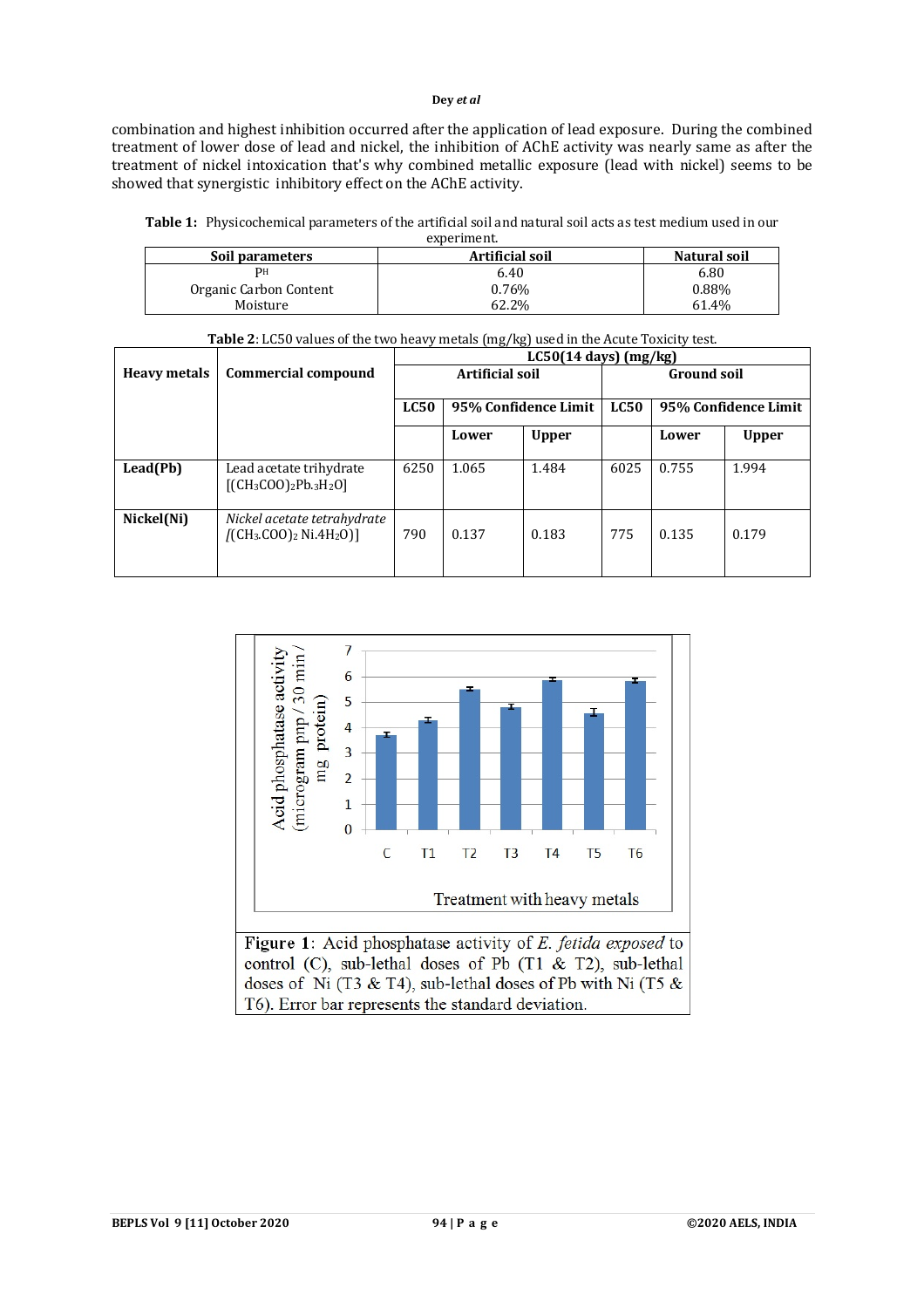combination and highest inhibition occurred after the application of lead exposure. During the combined treatment of lower dose of lead and nickel, the inhibition of AChE activity was nearly same as after the treatment of nickel intoxication that's why combined metallic exposure (lead with nickel) seems to be showed that synergistic inhibitory effect on the AChE activity.

**Table 1:** Physicochemical parameters of the artificial soil and natural soil acts as test medium used in our experiment.

| Soil parameters | Artificial soil | Natural soil |
|---|---|---|
| PH | 6.40 | 6.80 |
| Organic Carbon Content | 0.76% | 0.88% |
| Moisture | 62.2% | 61.4% |

**Table 2**: LC50 values of the two heavy metals (mg/kg) used in the Acute Toxicity test.

| Heavy metals | Commercial compound | LC50(14 days) (mg/kg) | | | | | |
|---|---|---|---|---|---|---|---|
| | | Artificial soil | | | Ground soil | | |
| | | LC50 | 95% Confidence Limit | | LC50 | 95% Confidence Limit | |
| | | | Lower | Upper | | Lower | Upper |
| **Lead(Pb)** | Lead acetate trihydrate $[(CH_3COO)_2Pb.{}_3H_2O]$ | 6250 | 1.065 | 1.484 | 6025 | 0.755 | 1.994 |
| **Nickel(Ni)** | *Nickel acetate tetrahydrate* $[(CH_3.COO)_2\ Ni.4H_2O)]$ | 790 | 0.137 | 0.183 | 775 | 0.135 | 0.179 |

Figure 1: Acid phosphatase activity of *E. fetida exposed* to control (C), sub-lethal doses of Pb (T1 & T2), sub-lethal doses of Ni (T3 & T4), sub-lethal doses of Pb with Ni (T5 & T6). Error bar represents the standard deviation.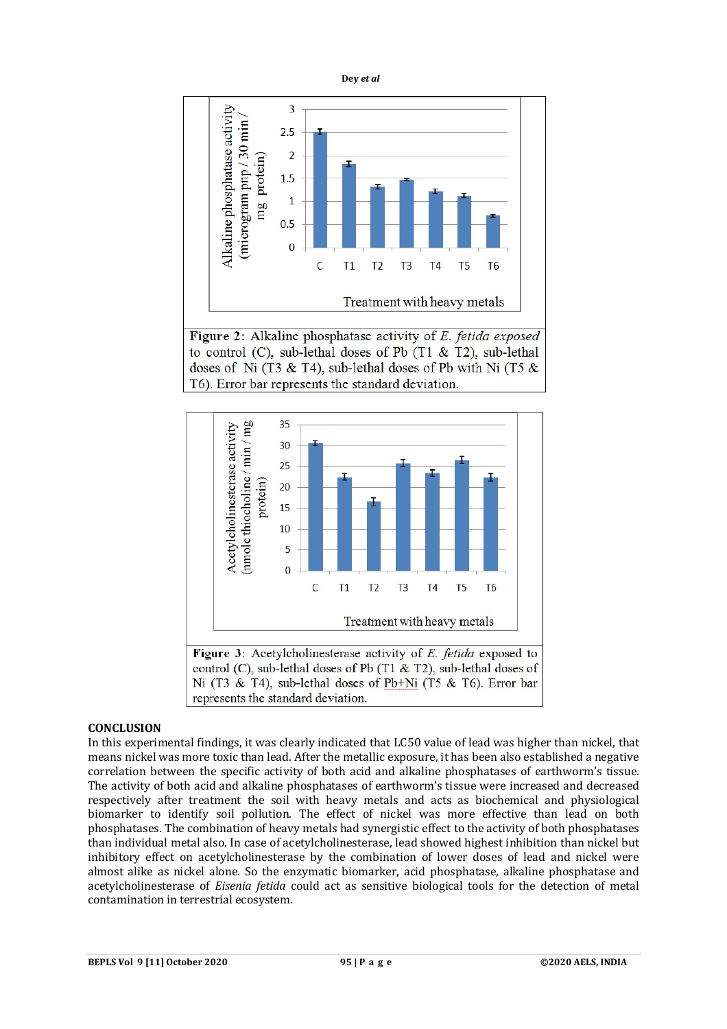Figure 2: Alkaline phosphatase activity of *E. fetida exposed* to control (C), sub-lethal doses of Pb (T1 & T2), sub-lethal doses of Ni (T3 & T4), sub-lethal doses of Pb with Ni (T5 & T6). Error bar represents the standard deviation.

Figure 3: Acetylcholinesterase activity of *E. fetida* exposed to control (C), sub-lethal doses of Pb (T1 & T2), sub-lethal doses of Ni (T3 & T4), sub-lethal doses of Pb+Ni (T5 & T6). Error bar represents the standard deviation.

## CONCLUSION

In this experimental findings, it was clearly indicated that LC50 value of lead was higher than nickel, that means nickel was more toxic than lead. After the metallic exposure, it has been also established a negative correlation between the specific activity of both acid and alkaline phosphatases of earthworm's tissue. The activity of both acid and alkaline phosphatases of earthworm's tissue were increased and decreased respectively after treatment the soil with heavy metals and acts as biochemical and physiological biomarker to identify soil pollution. The effect of nickel was more effective than lead on both phosphatases. The combination of heavy metals had synergistic effect to the activity of both phosphatases than individual metal also. In case of acetylcholinesterase, lead showed highest inhibition than nickel but inhibitory effect on acetylcholinesterase by the combination of lower doses of lead and nickel were almost alike as nickel alone. So the enzymatic biomarker, acid phosphatase, alkaline phosphatase and acetylcholinesterase of *Eisenia fetida* could act as sensitive biological tools for the detection of metal contamination in terrestrial ecosystem.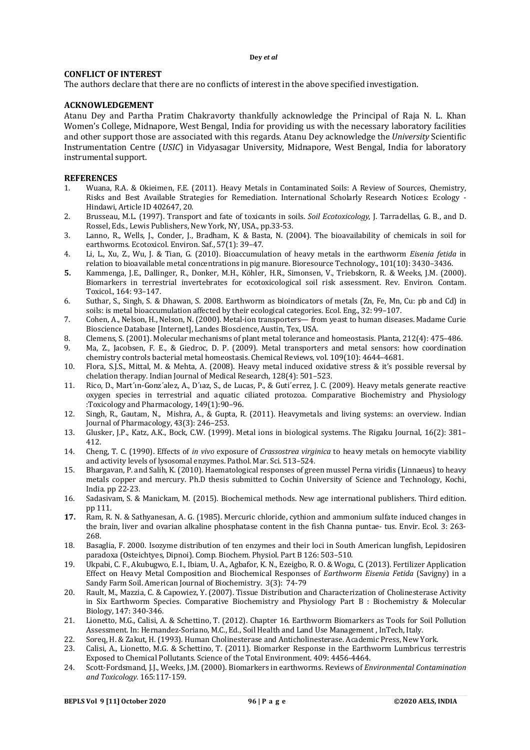## CONFLICT OF INTEREST

The authors declare that there are no conflicts of interest in the above specified investigation.

## ACKNOWLEDGEMENT

Atanu Dey and Partha Pratim Chakravorty thankfully acknowledge the Principal of Raja N. L. Khan Women's College, Midnapore, West Bengal, India for providing us with the necessary laboratory facilities and other support those are associated with this regards. Atanu Dey acknowledge the *University* Scientific Instrumentation Centre (*USIC*) in Vidyasagar University, Midnapore, West Bengal, India for laboratory instrumental support.

## REFERENCES

1. Wuana, R.A. & Okieimen, F.E. (2011). Heavy Metals in Contaminated Soils: A Review of Sources, Chemistry, Risks and Best Available Strategies for Remediation. International Scholarly Research Notices: Ecology - Hindawi, Article ID 402647, 20.
2. Brusseau, M.L. (1997). Transport and fate of toxicants in soils. *Soil Ecotoxicology*, J. Tarradellas, G. B., and D. Rossel, Eds., Lewis Publishers, New York, NY, USA., pp.33-53.
3. Lanno, R., Wells, J., Conder, J., Bradham, K. & Basta, N. (2004). The bioavailability of chemicals in soil for earthworms. Ecotoxicol. Environ. Saf., 57(1): 39–47.
4. Li, L., Xu, Z., Wu, J. & Tian, G. (2010). Bioaccumulation of heavy metals in the earthworm *Eisenia fetida* in relation to bioavailable metal concentrations in pig manure. Bioresource Technology., 101(10): 3430–3436.
5. Kammenga, J.E., Dallinger, R., Donker, M.H., Köhler, H.R., Simonsen, V., Triebskorn, R. & Weeks, J.M. (2000). Biomarkers in terrestrial invertebrates for ecotoxicological soil risk assessment. Rev. Environ. Contam. Toxicol., 164: 93–147.
6. Suthar, S., Singh, S. & Dhawan, S. 2008. Earthworm as bioindicators of metals (Zn, Fe, Mn, Cu: pb and Cd) in soils: is metal bioaccumulation affected by their ecological categories. Ecol. Eng., 32: 99–107.
7. Cohen, A., Nelson, H., Nelson, N. (2000). Metal-ion transporters— from yeast to human diseases. Madame Curie Bioscience Database [Internet], Landes Bioscience, Austin, Tex, USA.
8. Clemens, S. (2001). Molecular mechanisms of plant metal tolerance and homeostasis. Planta, 212(4): 475–486.
9. Ma, Z., Jacobsen, F. E., & Giedroc, D. P. (2009). Metal transporters and metal sensors: how coordination chemistry controls bacterial metal homeostasis. Chemical Reviews, vol. 109(10): 4644–4681.
10. Flora, S.J.S., Mittal, M. & Mehta, A. (2008). Heavy metal induced oxidative stress & it's possible reversal by chelation therapy. Indian Journal of Medical Research, 128(4): 501–523.
11. Rico, D., Mart´ın-Gonz´alez, A., D´ıaz, S., de Lucas, P., & Guti´errez, J. C. (2009). Heavy metals generate reactive oxygen species in terrestrial and aquatic ciliated protozoa. Comparative Biochemistry and Physiology :Toxicology and Pharmacology, 149(1):90–96.
12. Singh, R., Gautam, N., Mishra, A., & Gupta, R. (2011). Heavymetals and living systems: an overview. Indian Journal of Pharmacology, 43(3): 246–253.
13. Glusker, J.P., Katz, A.K., Bock, C.W. (1999). Metal ions in biological systems. The Rigaku Journal, 16(2): 381–412.
14. Cheng, T. C. (1990). Effects of *in vivo* exposure of *Crassostrea virginica* to heavy metals on hemocyte viability and activity levels of lysosomal enzymes. Pathol. Mar. Sci. 513–524.
15. Bhargavan, P. and Salih, K. (2010). Haematological responses of green mussel Perna viridis (Linnaeus) to heavy metals copper and mercury. Ph.D thesis submitted to Cochin University of Science and Technology, Kochi, India. pp 22-23.
16. Sadasivam, S. & Manickam, M. (2015). Biochemical methods. New age international publishers. Third edition. pp 111.
17. Ram, R. N. & Sathyanesan, A. G. (1985). Mercuric chloride, cythion and ammonium sulfate induced changes in the brain, liver and ovarian alkaline phosphatase content in the fish Channa puntae- tus. Envir. Ecol. 3: 263-268.
18. Basaglia, F. 2000. Isozyme distribution of ten enzymes and their loci in South American lungfish, Lepidosiren paradoxa (Osteichtyes, Dipnoi). Comp. Biochem. Physiol. Part B 126: 503–510.
19. Ukpabi, C. F., Akubugwo, E. I., Ibiam, U. A., Agbafor, K. N., Ezeigbo, R. O. & Wogu, C. (2013). Fertilizer Application Effect on Heavy Metal Composition and Biochemical Responses of *Earthworm Eisenia Fetida* (Savigny) in a Sandy Farm Soil. American Journal of Biochemistry. 3(3): 74-79
20. Rault, M., Mazzia, C. & Capowiez, Y. (2007). Tissue Distribution and Characterization of Cholinesterase Activity in Six Earthworm Species. Comparative Biochemistry and Physiology Part B : Biochemistry & Molecular Biology, 147: 340-346.
21. Lionetto, M.G., Calisi, A. & Schettino, T. (2012). Chapter 16. Earthworm Biomarkers as Tools for Soil Pollution Assessment. In: Hernandez-Soriano, M.C., Ed., Soil Health and Land Use Management , InTech, Italy.
22. Soreq, H. & Zakut, H. (1993). Human Cholinesterase and Anticholinesterase. Academic Press, New York.
23. Calisi, A., Lionetto, M.G. & Schettino, T. (2011). Biomarker Response in the Earthworm Lumbricus terrestris Exposed to Chemical Pollutants. Science of the Total Environment. 409: 4456-4464.
24. Scott-Fordsmand, J.J., Weeks, J.M. (2000). Biomarkers in earthworms. Reviews of *Environmental Contamination and Toxicology*. 165:117-159.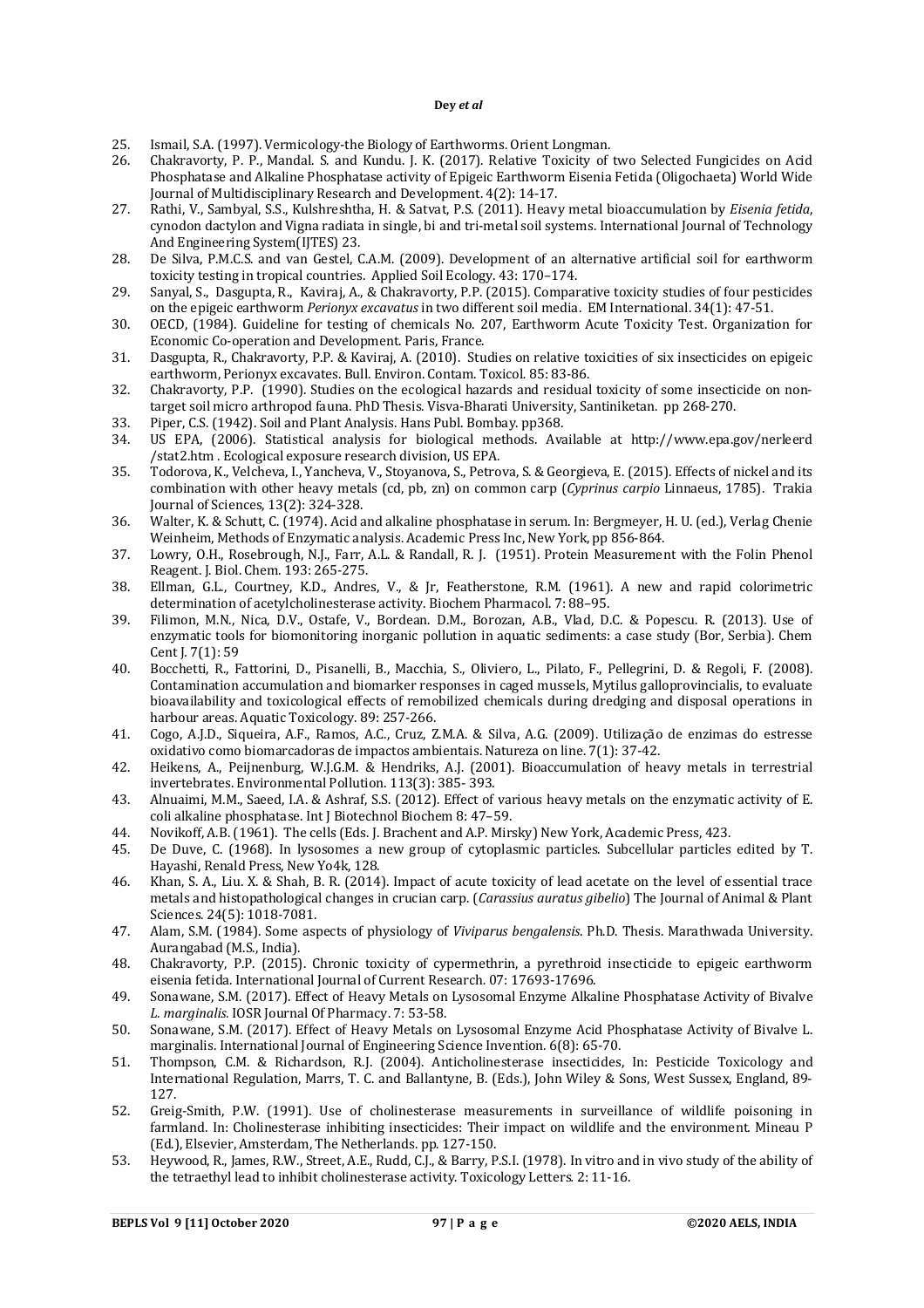25. Ismail, S.A. (1997). Vermicology-the Biology of Earthworms. Orient Longman.
26. Chakravorty, P. P., Mandal. S. and Kundu. J. K. (2017). Relative Toxicity of two Selected Fungicides on Acid Phosphatase and Alkaline Phosphatase activity of Epigeic Earthworm Eisenia Fetida (Oligochaeta) World Wide Journal of Multidisciplinary Research and Development. 4(2): 14-17.
27. Rathi, V., Sambyal, S.S., Kulshreshtha, H. & Satvat, P.S. (2011). Heavy metal bioaccumulation by *Eisenia fetida*, cynodon dactylon and Vigna radiata in single, bi and tri-metal soil systems. International Journal of Technology And Engineering System(IJTES) 23.
28. De Silva, P.M.C.S. and van Gestel, C.A.M. (2009). Development of an alternative artificial soil for earthworm toxicity testing in tropical countries. Applied Soil Ecology. 43: 170–174.
29. Sanyal, S., Dasgupta, R., Kaviraj, A., & Chakravorty, P.P. (2015). Comparative toxicity studies of four pesticides on the epigeic earthworm *Perionyx excavatus* in two different soil media. EM International. 34(1): 47-51.
30. OECD, (1984). Guideline for testing of chemicals No. 207, Earthworm Acute Toxicity Test. Organization for Economic Co-operation and Development. Paris, France.
31. Dasgupta, R., Chakravorty, P.P. & Kaviraj, A. (2010). Studies on relative toxicities of six insecticides on epigeic earthworm, Perionyx excavates. Bull. Environ. Contam. Toxicol. 85: 83-86.
32. Chakravorty, P.P. (1990). Studies on the ecological hazards and residual toxicity of some insecticide on non-target soil micro arthropod fauna. PhD Thesis. Visva-Bharati University, Santiniketan. pp 268-270.
33. Piper, C.S. (1942). Soil and Plant Analysis. Hans Publ. Bombay. pp368.
34. US EPA, (2006). Statistical analysis for biological methods. Available at http://www.epa.gov/nerleerd /stat2.htm . Ecological exposure research division, US EPA.
35. Todorova, K., Velcheva, I., Yancheva, V., Stoyanova, S., Petrova, S. & Georgieva, E. (2015). Effects of nickel and its combination with other heavy metals (cd, pb, zn) on common carp (*Cyprinus carpio* Linnaeus, 1785). Trakia Journal of Sciences, 13(2): 324-328.
36. Walter, K. & Schutt, C. (1974). Acid and alkaline phosphatase in serum. In: Bergmeyer, H. U. (ed.), Verlag Chenie Weinheim, Methods of Enzymatic analysis. Academic Press Inc, New York, pp 856-864.
37. Lowry, O.H., Rosebrough, N.J., Farr, A.L. & Randall, R. J. (1951). Protein Measurement with the Folin Phenol Reagent. J. Biol. Chem. 193: 265-275.
38. Ellman, G.L., Courtney, K.D., Andres, V., & Jr, Featherstone, R.M. (1961). A new and rapid colorimetric determination of acetylcholinesterase activity. Biochem Pharmacol. 7: 88–95.
39. Filimon, M.N., Nica, D.V., Ostafe, V., Bordean. D.M., Borozan, A.B., Vlad, D.C. & Popescu. R. (2013). Use of enzymatic tools for biomonitoring inorganic pollution in aquatic sediments: a case study (Bor, Serbia). Chem Cent J. 7(1): 59
40. Bocchetti, R., Fattorini, D., Pisanelli, B., Macchia, S., Oliviero, L., Pilato, F., Pellegrini, D. & Regoli, F. (2008). Contamination accumulation and biomarker responses in caged mussels, Mytilus galloprovincialis, to evaluate bioavailability and toxicological effects of remobilized chemicals during dredging and disposal operations in harbour areas. Aquatic Toxicology. 89: 257-266.
41. Cogo, A.J.D., Siqueira, A.F., Ramos, A.C., Cruz, Z.M.A. & Silva, A.G. (2009). Utilização de enzimas do estresse oxidativo como biomarcadoras de impactos ambientais. Natureza on line. 7(1): 37-42.
42. Heikens, A., Peijnenburg, W.J.G.M. & Hendriks, A.J. (2001). Bioaccumulation of heavy metals in terrestrial invertebrates. Environmental Pollution. 113(3): 385- 393.
43. Alnuaimi, M.M., Saeed, I.A. & Ashraf, S.S. (2012). Effect of various heavy metals on the enzymatic activity of E. coli alkaline phosphatase. Int J Biotechnol Biochem 8: 47–59.
44. Novikoff, A.B. (1961). The cells (Eds. J. Brachent and A.P. Mirsky) New York, Academic Press, 423.
45. De Duve, C. (1968). In lysosomes a new group of cytoplasmic particles. Subcellular particles edited by T. Hayashi, Renald Press, New Yo4k, 128.
46. Khan, S. A., Liu. X. & Shah, B. R. (2014). Impact of acute toxicity of lead acetate on the level of essential trace metals and histopathological changes in crucian carp. (*Carassius auratus gibelio*) The Journal of Animal & Plant Sciences. 24(5): 1018-7081.
47. Alam, S.M. (1984). Some aspects of physiology of *Viviparus bengalensis*. Ph.D. Thesis. Marathwada University. Aurangabad (M.S., India).
48. Chakravorty, P.P. (2015). Chronic toxicity of cypermethrin, a pyrethroid insecticide to epigeic earthworm eisenia fetida. International Journal of Current Research. 07: 17693-17696.
49. Sonawane, S.M. (2017). Effect of Heavy Metals on Lysosomal Enzyme Alkaline Phosphatase Activity of Bivalve *L. marginalis.* IOSR Journal Of Pharmacy. 7: 53-58.
50. Sonawane, S.M. (2017). Effect of Heavy Metals on Lysosomal Enzyme Acid Phosphatase Activity of Bivalve L. marginalis. International Journal of Engineering Science Invention. 6(8): 65-70.
51. Thompson, C.M. & Richardson, R.J. (2004). Anticholinesterase insecticides, In: Pesticide Toxicology and International Regulation, Marrs, T. C. and Ballantyne, B. (Eds.), John Wiley & Sons, West Sussex, England, 89-127.
52. Greig-Smith, P.W. (1991). Use of cholinesterase measurements in surveillance of wildlife poisoning in farmland. In: Cholinesterase inhibiting insecticides: Their impact on wildlife and the environment. Mineau P (Ed.), Elsevier, Amsterdam, The Netherlands. pp. 127-150.
53. Heywood, R., James, R.W., Street, A.E., Rudd, C.J., & Barry, P.S.I. (1978). In vitro and in vivo study of the ability of the tetraethyl lead to inhibit cholinesterase activity. Toxicology Letters. 2: 11-16.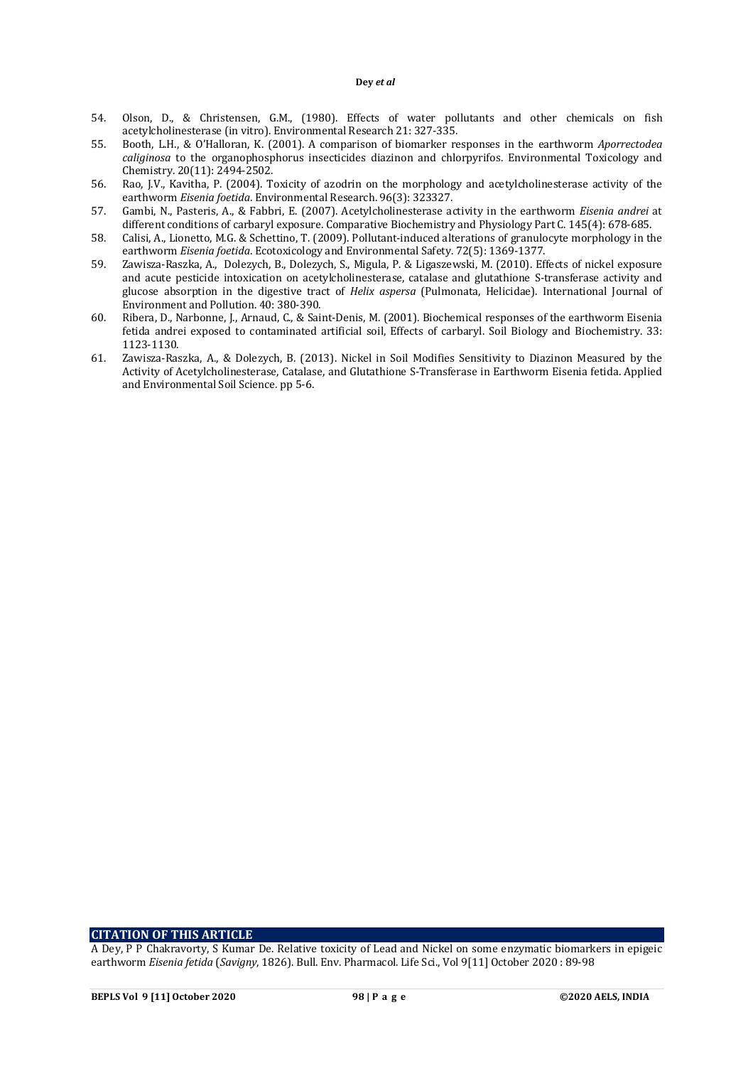54. Olson, D., & Christensen, G.M., (1980). Effects of water pollutants and other chemicals on fish acetylcholinesterase (in vitro). Environmental Research 21: 327-335.
55. Booth, L.H., & O'Halloran, K. (2001). A comparison of biomarker responses in the earthworm *Aporrectodea caliginosa* to the organophosphorus insecticides diazinon and chlorpyrifos. Environmental Toxicology and Chemistry. 20(11): 2494-2502.
56. Rao, J.V., Kavitha, P. (2004). Toxicity of azodrin on the morphology and acetylcholinesterase activity of the earthworm *Eisenia foetida*. Environmental Research. 96(3): 323327.
57. Gambi, N., Pasteris, A., & Fabbri, E. (2007). Acetylcholinesterase activity in the earthworm *Eisenia andrei* at different conditions of carbaryl exposure. Comparative Biochemistry and Physiology Part C. 145(4): 678-685.
58. Calisi, A., Lionetto, M.G. & Schettino, T. (2009). Pollutant-induced alterations of granulocyte morphology in the earthworm *Eisenia foetida*. Ecotoxicology and Environmental Safety. 72(5): 1369-1377.
59. Zawisza-Raszka, A., Dolezych, B., Dolezych, S., Migula, P. & Ligaszewski, M. (2010). Effects of nickel exposure and acute pesticide intoxication on acetylcholinesterase, catalase and glutathione S-transferase activity and glucose absorption in the digestive tract of *Helix aspersa* (Pulmonata, Helicidae). International Journal of Environment and Pollution. 40: 380-390.
60. Ribera, D., Narbonne, J., Arnaud, C., & Saint-Denis, M. (2001). Biochemical responses of the earthworm Eisenia fetida andrei exposed to contaminated artificial soil, Effects of carbaryl. Soil Biology and Biochemistry. 33: 1123-1130.
61. Zawisza-Raszka, A., & Dolezych, B. (2013). Nickel in Soil Modifies Sensitivity to Diazinon Measured by the Activity of Acetylcholinesterase, Catalase, and Glutathione S-Transferase in Earthworm Eisenia fetida. Applied and Environmental Soil Science. pp 5-6.

**CITATION OF THIS ARTICLE**

A Dey, P P Chakravorty, S Kumar De. Relative toxicity of Lead and Nickel on some enzymatic biomarkers in epigeic earthworm *Eisenia fetida* (*Savigny*, 1826). Bull. Env. Pharmacol. Life Sci., Vol 9[11] October 2020 : 89-98